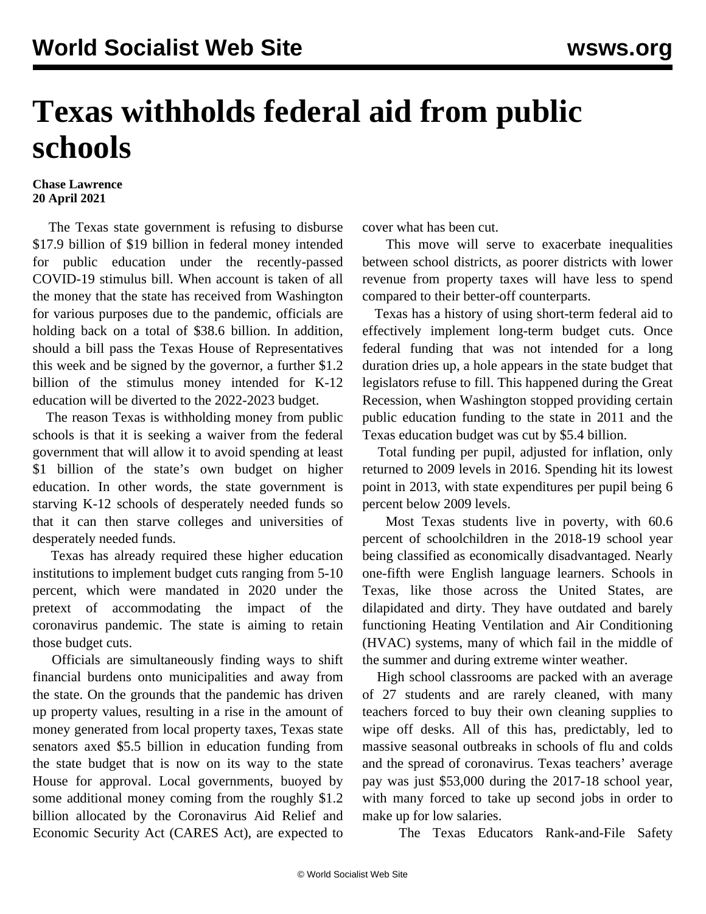# Texas withholds federal aid from public schools

**Chase Lawrence**
**20 April 2021**

The Texas state government is refusing to disburse $17.9 billion of $19 billion in federal money intended for public education under the recently-passed COVID-19 stimulus bill. When account is taken of all the money that the state has received from Washington for various purposes due to the pandemic, officials are holding back on a total of $38.6 billion. In addition, should a bill pass the Texas House of Representatives this week and be signed by the governor, a further $1.2 billion of the stimulus money intended for K-12 education will be diverted to the 2022-2023 budget.

The reason Texas is withholding money from public schools is that it is seeking a waiver from the federal government that will allow it to avoid spending at least $1 billion of the state's own budget on higher education. In other words, the state government is starving K-12 schools of desperately needed funds so that it can then starve colleges and universities of desperately needed funds.

Texas has already required these higher education institutions to implement budget cuts ranging from 5-10 percent, which were mandated in 2020 under the pretext of accommodating the impact of the coronavirus pandemic. The state is aiming to retain those budget cuts.

Officials are simultaneously finding ways to shift financial burdens onto municipalities and away from the state. On the grounds that the pandemic has driven up property values, resulting in a rise in the amount of money generated from local property taxes, Texas state senators axed $5.5 billion in education funding from the state budget that is now on its way to the state House for approval. Local governments, buoyed by some additional money coming from the roughly $1.2 billion allocated by the Coronavirus Aid Relief and Economic Security Act (CARES Act), are expected to cover what has been cut.

This move will serve to exacerbate inequalities between school districts, as poorer districts with lower revenue from property taxes will have less to spend compared to their better-off counterparts.

Texas has a history of using short-term federal aid to effectively implement long-term budget cuts. Once federal funding that was not intended for a long duration dries up, a hole appears in the state budget that legislators refuse to fill. This happened during the Great Recession, when Washington stopped providing certain public education funding to the state in 2011 and the Texas education budget was cut by $5.4 billion.

Total funding per pupil, adjusted for inflation, only returned to 2009 levels in 2016. Spending hit its lowest point in 2013, with state expenditures per pupil being 6 percent below 2009 levels.

Most Texas students live in poverty, with 60.6 percent of schoolchildren in the 2018-19 school year being classified as economically disadvantaged. Nearly one-fifth were English language learners. Schools in Texas, like those across the United States, are dilapidated and dirty. They have outdated and barely functioning Heating Ventilation and Air Conditioning (HVAC) systems, many of which fail in the middle of the summer and during extreme winter weather.

High school classrooms are packed with an average of 27 students and are rarely cleaned, with many teachers forced to buy their own cleaning supplies to wipe off desks. All of this has, predictably, led to massive seasonal outbreaks in schools of flu and colds and the spread of coronavirus. Texas teachers' average pay was just $53,000 during the 2017-18 school year, with many forced to take up second jobs in order to make up for low salaries.

The Texas Educators Rank-and-File Safety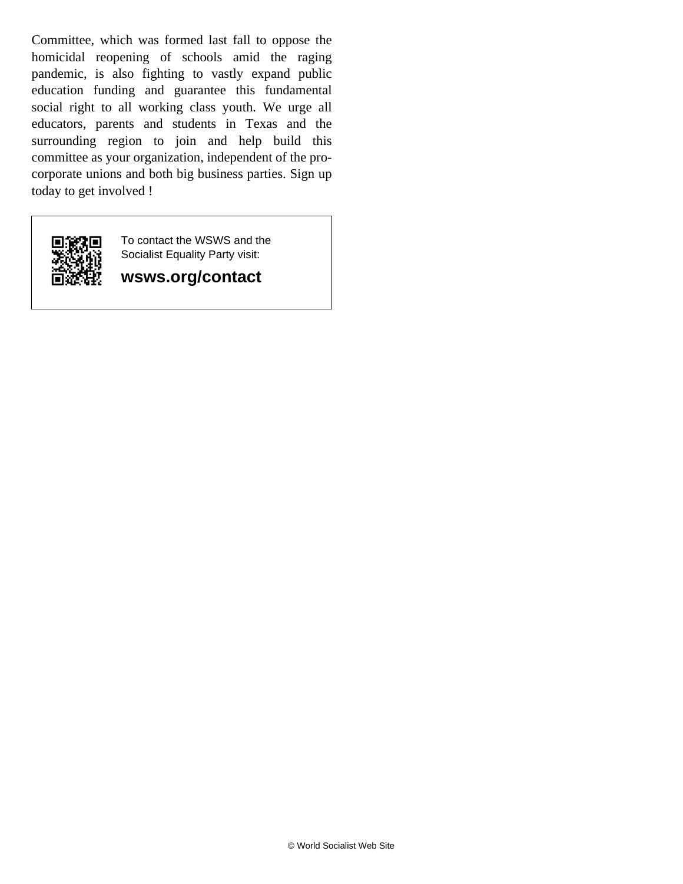Committee, which was formed last fall to oppose the homicidal reopening of schools amid the raging pandemic, is also fighting to vastly expand public education funding and guarantee this fundamental social right to all working class youth. We urge all educators, parents and students in Texas and the surrounding region to join and help build this committee as your organization, independent of the pro-corporate unions and both big business parties. Sign up today to get involved !

To contact the WSWS and the Socialist Equality Party visit:

**wsws.org/contact**